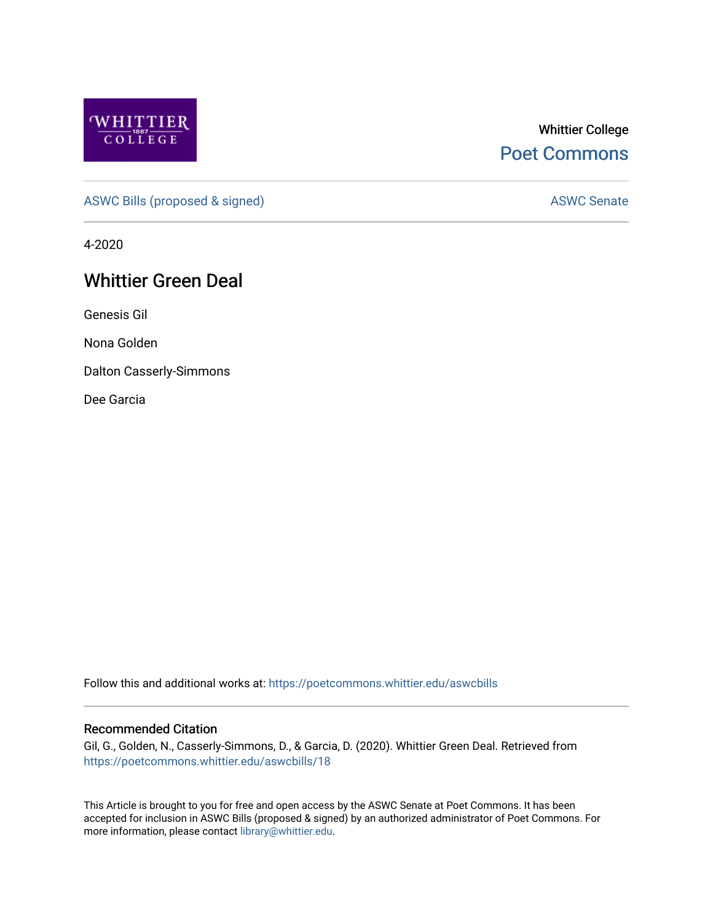Whittier College

Poet Commons

ASWC Bills (proposed & signed)

ASWC Senate

4-2020

# Whittier Green Deal

Genesis Gil

Nona Golden

Dalton Casserly-Simmons

Dee Garcia

Follow this and additional works at: https://poetcommons.whittier.edu/aswcbills

## Recommended Citation

Gil, G., Golden, N., Casserly-Simmons, D., & Garcia, D. (2020). Whittier Green Deal. Retrieved from https://poetcommons.whittier.edu/aswcbills/18

This Article is brought to you for free and open access by the ASWC Senate at Poet Commons. It has been accepted for inclusion in ASWC Bills (proposed & signed) by an authorized administrator of Poet Commons. For more information, please contact library@whittier.edu.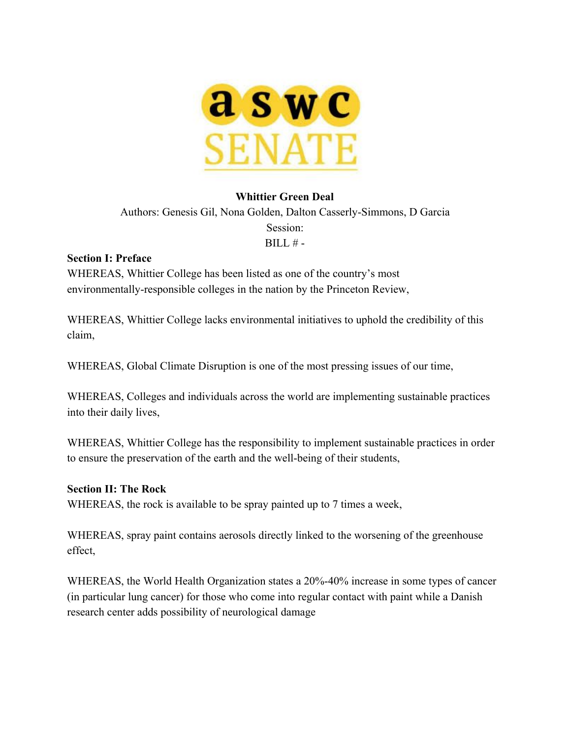**aswc SENATE**

**Whittier Green Deal**

Authors: Genesis Gil, Nona Golden, Dalton Casserly-Simmons, D Garcia

Session:

BILL # -

**Section I: Preface**

WHEREAS, Whittier College has been listed as one of the country's most environmentally-responsible colleges in the nation by the Princeton Review,

WHEREAS, Whittier College lacks environmental initiatives to uphold the credibility of this claim,

WHEREAS, Global Climate Disruption is one of the most pressing issues of our time,

WHEREAS, Colleges and individuals across the world are implementing sustainable practices into their daily lives,

WHEREAS, Whittier College has the responsibility to implement sustainable practices in order to ensure the preservation of the earth and the well-being of their students,

**Section II: The Rock**

WHEREAS, the rock is available to be spray painted up to 7 times a week,

WHEREAS, spray paint contains aerosols directly linked to the worsening of the greenhouse effect,

WHEREAS, the World Health Organization states a 20%-40% increase in some types of cancer (in particular lung cancer) for those who come into regular contact with paint while a Danish research center adds possibility of neurological damage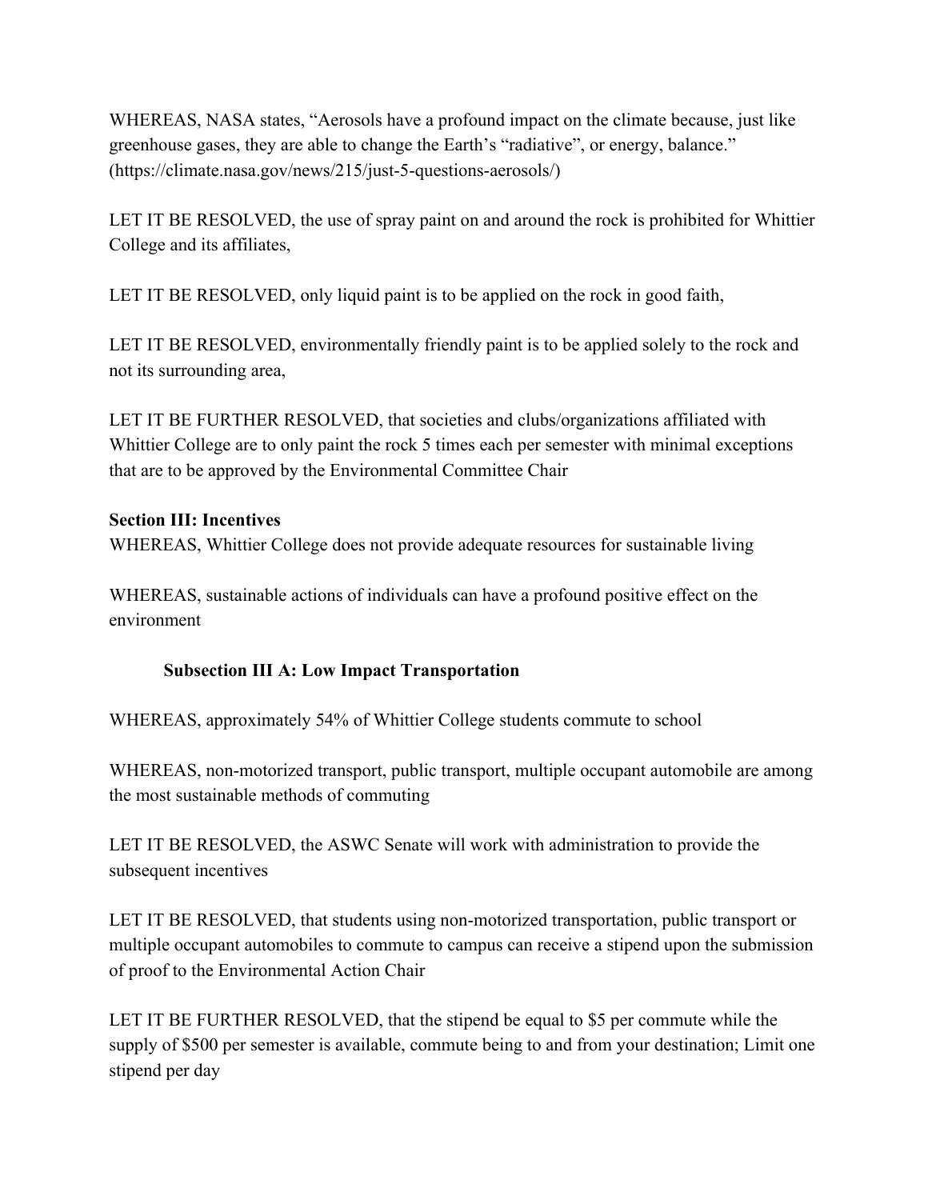WHEREAS, NASA states, “Aerosols have a profound impact on the climate because, just like greenhouse gases, they are able to change the Earth’s “radiative”, or energy, balance.” (https://climate.nasa.gov/news/215/just-5-questions-aerosols/)

LET IT BE RESOLVED, the use of spray paint on and around the rock is prohibited for Whittier College and its affiliates,

LET IT BE RESOLVED, only liquid paint is to be applied on the rock in good faith,

LET IT BE RESOLVED, environmentally friendly paint is to be applied solely to the rock and not its surrounding area,

LET IT BE FURTHER RESOLVED, that societies and clubs/organizations affiliated with Whittier College are to only paint the rock 5 times each per semester with minimal exceptions that are to be approved by the Environmental Committee Chair

**Section III: Incentives**

WHEREAS, Whittier College does not provide adequate resources for sustainable living

WHEREAS, sustainable actions of individuals can have a profound positive effect on the environment

**Subsection III A: Low Impact Transportation**

WHEREAS, approximately 54% of Whittier College students commute to school

WHEREAS, non-motorized transport, public transport, multiple occupant automobile are among the most sustainable methods of commuting

LET IT BE RESOLVED, the ASWC Senate will work with administration to provide the subsequent incentives

LET IT BE RESOLVED, that students using non-motorized transportation, public transport or multiple occupant automobiles to commute to campus can receive a stipend upon the submission of proof to the Environmental Action Chair

LET IT BE FURTHER RESOLVED, that the stipend be equal to $5 per commute while the supply of $500 per semester is available, commute being to and from your destination; Limit one stipend per day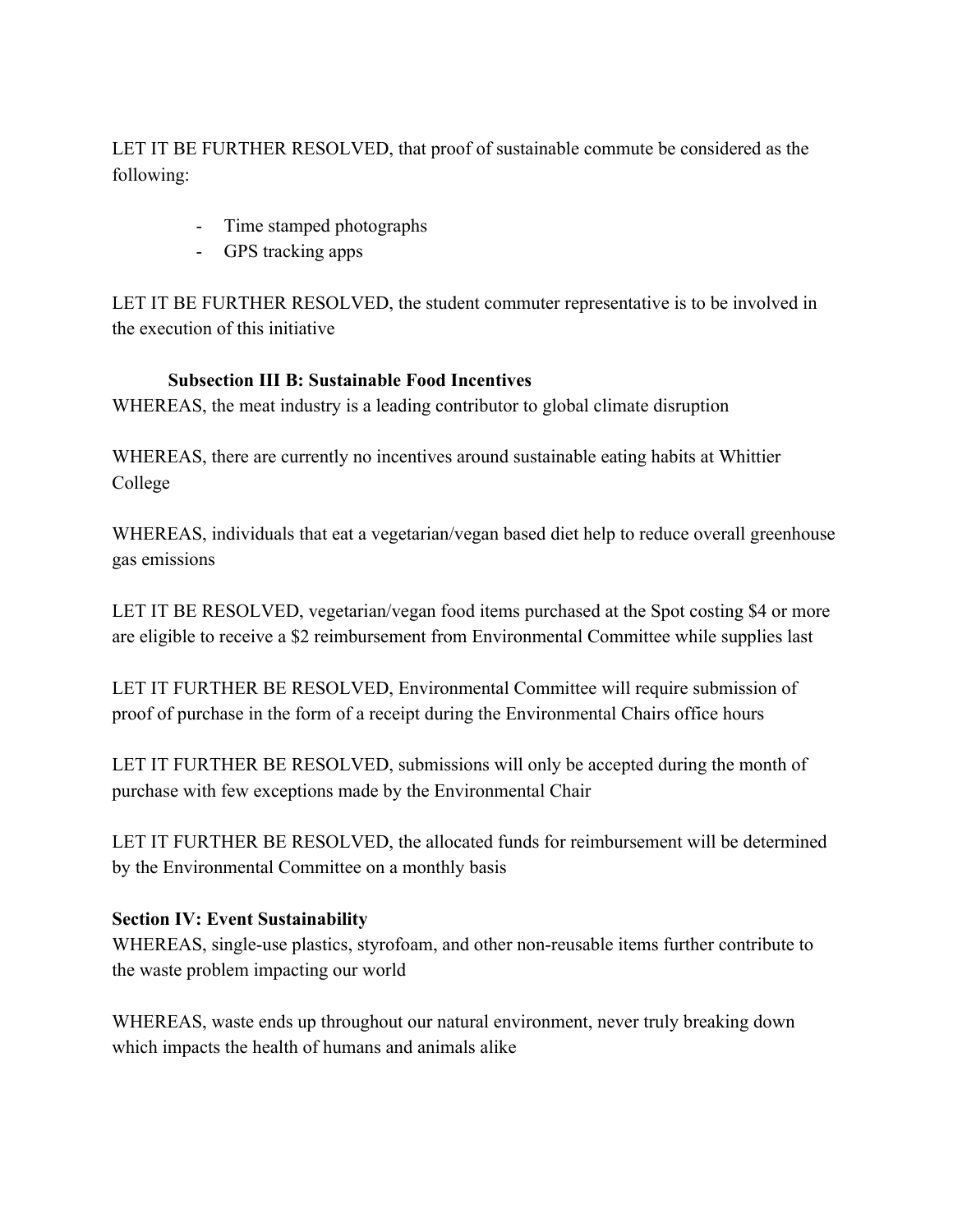LET IT BE FURTHER RESOLVED, that proof of sustainable commute be considered as the following:

- Time stamped photographs
- GPS tracking apps

LET IT BE FURTHER RESOLVED, the student commuter representative is to be involved in the execution of this initiative

### Subsection III B: Sustainable Food Incentives

WHEREAS, the meat industry is a leading contributor to global climate disruption

WHEREAS, there are currently no incentives around sustainable eating habits at Whittier College

WHEREAS, individuals that eat a vegetarian/vegan based diet help to reduce overall greenhouse gas emissions

LET IT BE RESOLVED, vegetarian/vegan food items purchased at the Spot costing $4 or more are eligible to receive a $2 reimbursement from Environmental Committee while supplies last

LET IT FURTHER BE RESOLVED, Environmental Committee will require submission of proof of purchase in the form of a receipt during the Environmental Chairs office hours

LET IT FURTHER BE RESOLVED, submissions will only be accepted during the month of purchase with few exceptions made by the Environmental Chair

LET IT FURTHER BE RESOLVED, the allocated funds for reimbursement will be determined by the Environmental Committee on a monthly basis

## Section IV: Event Sustainability

WHEREAS, single-use plastics, styrofoam, and other non-reusable items further contribute to the waste problem impacting our world

WHEREAS, waste ends up throughout our natural environment, never truly breaking down which impacts the health of humans and animals alike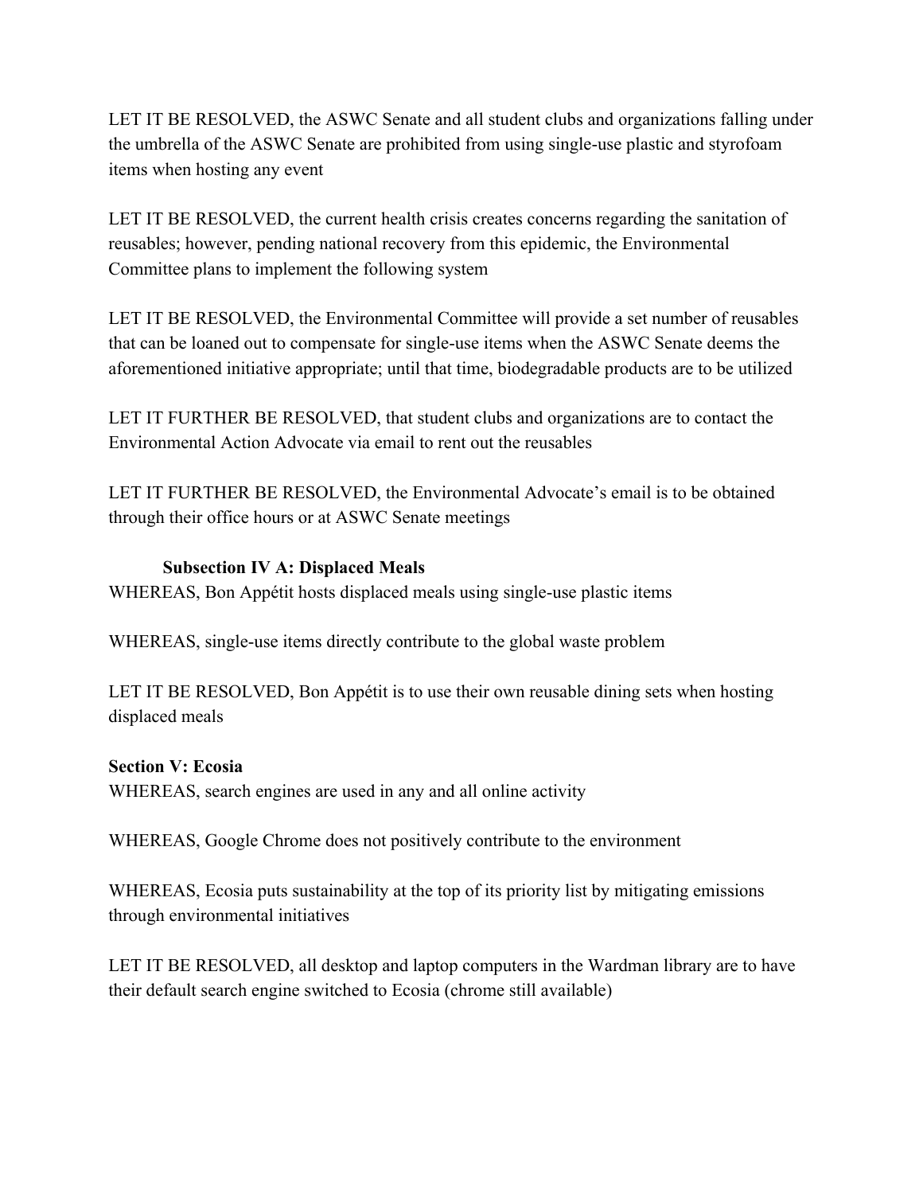LET IT BE RESOLVED, the ASWC Senate and all student clubs and organizations falling under the umbrella of the ASWC Senate are prohibited from using single-use plastic and styrofoam items when hosting any event

LET IT BE RESOLVED, the current health crisis creates concerns regarding the sanitation of reusables; however, pending national recovery from this epidemic, the Environmental Committee plans to implement the following system

LET IT BE RESOLVED, the Environmental Committee will provide a set number of reusables that can be loaned out to compensate for single-use items when the ASWC Senate deems the aforementioned initiative appropriate; until that time, biodegradable products are to be utilized

LET IT FURTHER BE RESOLVED, that student clubs and organizations are to contact the Environmental Action Advocate via email to rent out the reusables

LET IT FURTHER BE RESOLVED, the Environmental Advocate's email is to be obtained through their office hours or at ASWC Senate meetings

#### Subsection IV A: Displaced Meals

WHEREAS, Bon Appétit hosts displaced meals using single-use plastic items

WHEREAS, single-use items directly contribute to the global waste problem

LET IT BE RESOLVED, Bon Appétit is to use their own reusable dining sets when hosting displaced meals

### Section V: Ecosia

WHEREAS, search engines are used in any and all online activity

WHEREAS, Google Chrome does not positively contribute to the environment

WHEREAS, Ecosia puts sustainability at the top of its priority list by mitigating emissions through environmental initiatives

LET IT BE RESOLVED, all desktop and laptop computers in the Wardman library are to have their default search engine switched to Ecosia (chrome still available)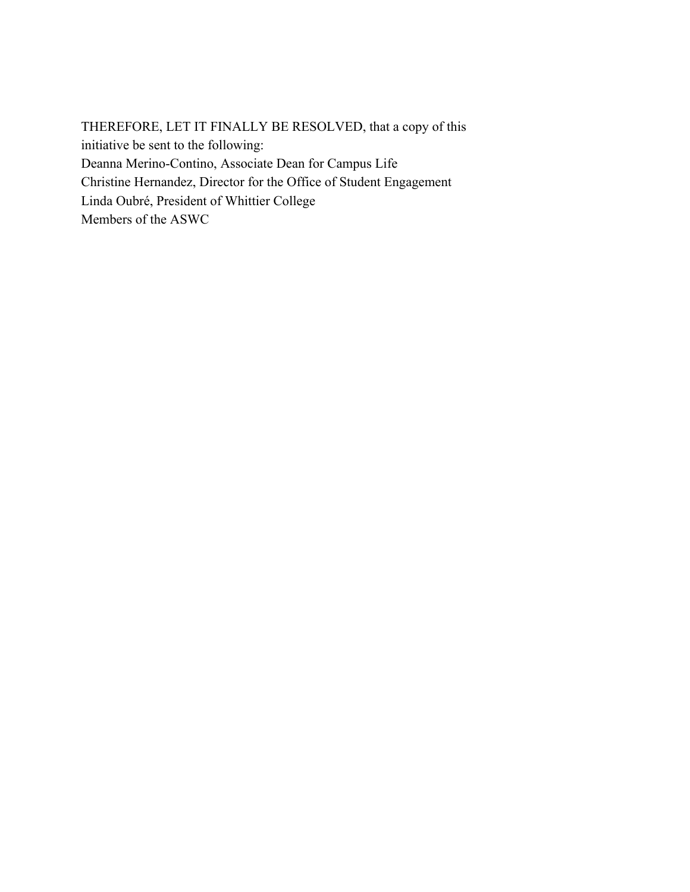THEREFORE, LET IT FINALLY BE RESOLVED, that a copy of this initiative be sent to the following:

Deanna Merino-Contino, Associate Dean for Campus Life
Christine Hernandez, Director for the Office of Student Engagement
Linda Oubré, President of Whittier College
Members of the ASWC